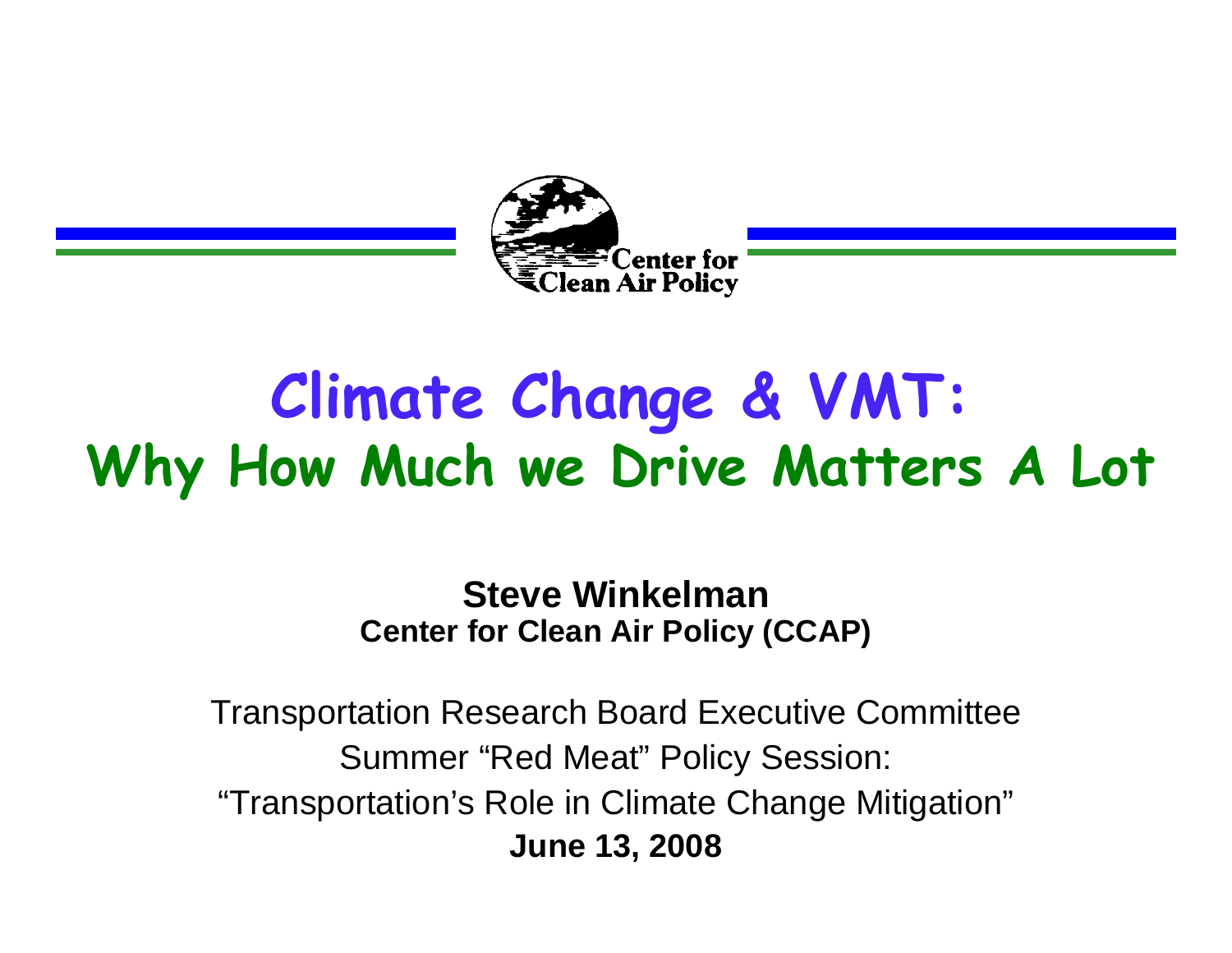Center for Clean Air Policy

# Climate Change & VMT:
# Why How Much we Drive Matters A Lot

**Steve Winkelman**
**Center for Clean Air Policy (CCAP)**

Transportation Research Board Executive Committee
Summer “Red Meat” Policy Session:
“Transportation’s Role in Climate Change Mitigation”
**June 13, 2008**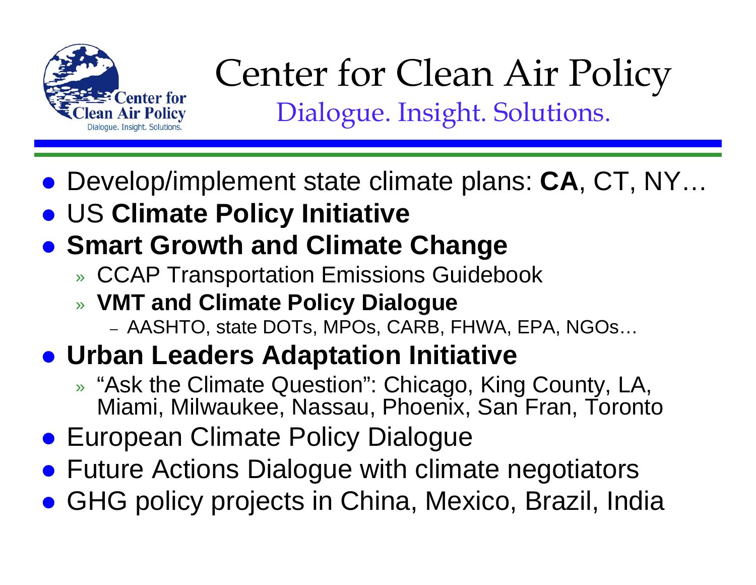# Center for Clean Air Policy

Dialogue. Insight. Solutions.

- Develop/implement state climate plans: **CA**, CT, NY…
- US **Climate Policy Initiative**
- **Smart Growth and Climate Change**
  - CCAP Transportation Emissions Guidebook
  - **VMT and Climate Policy Dialogue**
    - AASHTO, state DOTs, MPOs, CARB, FHWA, EPA, NGOs…
- **Urban Leaders Adaptation Initiative**
  - "Ask the Climate Question": Chicago, King County, LA, Miami, Milwaukee, Nassau, Phoenix, San Fran, Toronto
- European Climate Policy Dialogue
- Future Actions Dialogue with climate negotiators
- GHG policy projects in China, Mexico, Brazil, India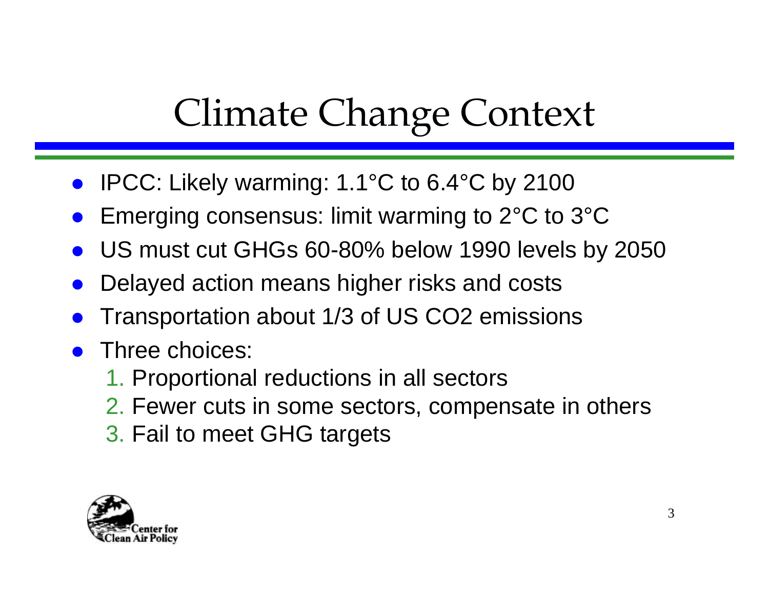# Climate Change Context

- IPCC: Likely warming: 1.1°C to 6.4°C by 2100
- Emerging consensus: limit warming to 2°C to 3°C
- US must cut GHGs 60-80% below 1990 levels by 2050
- Delayed action means higher risks and costs
- Transportation about 1/3 of US $CO_2$ emissions
- Three choices:
  1. Proportional reductions in all sectors
  2. Fewer cuts in some sectors, compensate in others
  3. Fail to meet GHG targets

Center for Clean Air Policy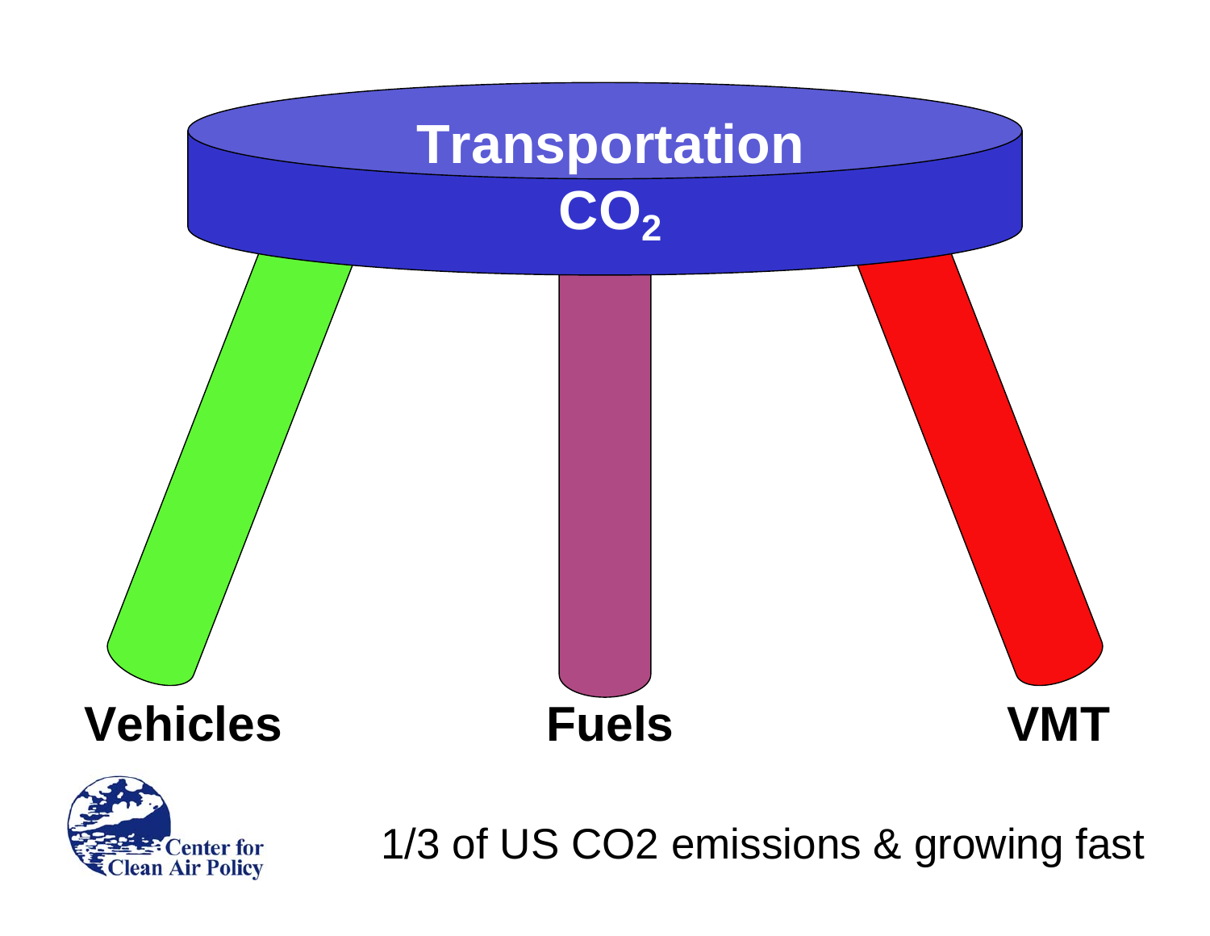# Transportation $CO_2$

**Vehicles** | **Fuels** | **VMT**

Center for Clean Air Policy

1/3 of US CO2 emissions & growing fast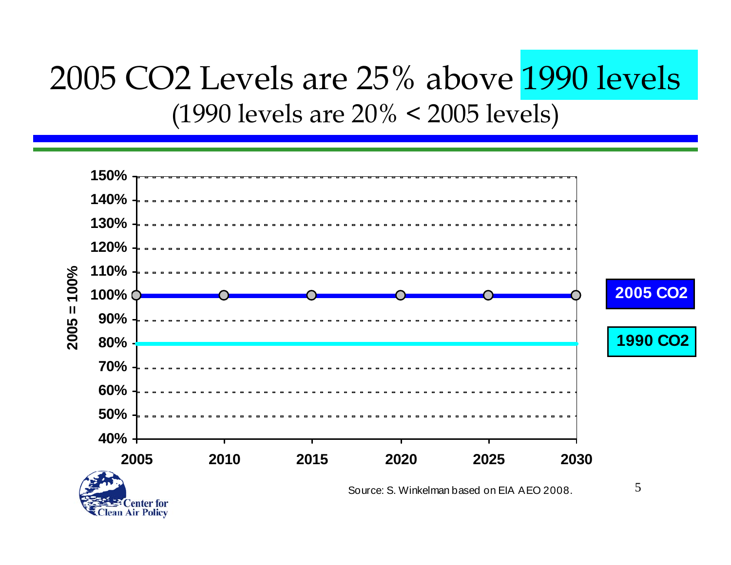# 2005 $CO_2$ Levels are 25% above 1990 levels

(1990 levels are 20% < 2005 levels)

2005 = 100%

150%
140%
130%
120%
110%
100%
90%
80%
70%
60%
50%
40%

2005 2010 2015 2020 2025 2030

2005 $CO_2$

1990 $CO_2$

Source: S. Winkelman based on EIA AEO 2008.

Center for Clean Air Policy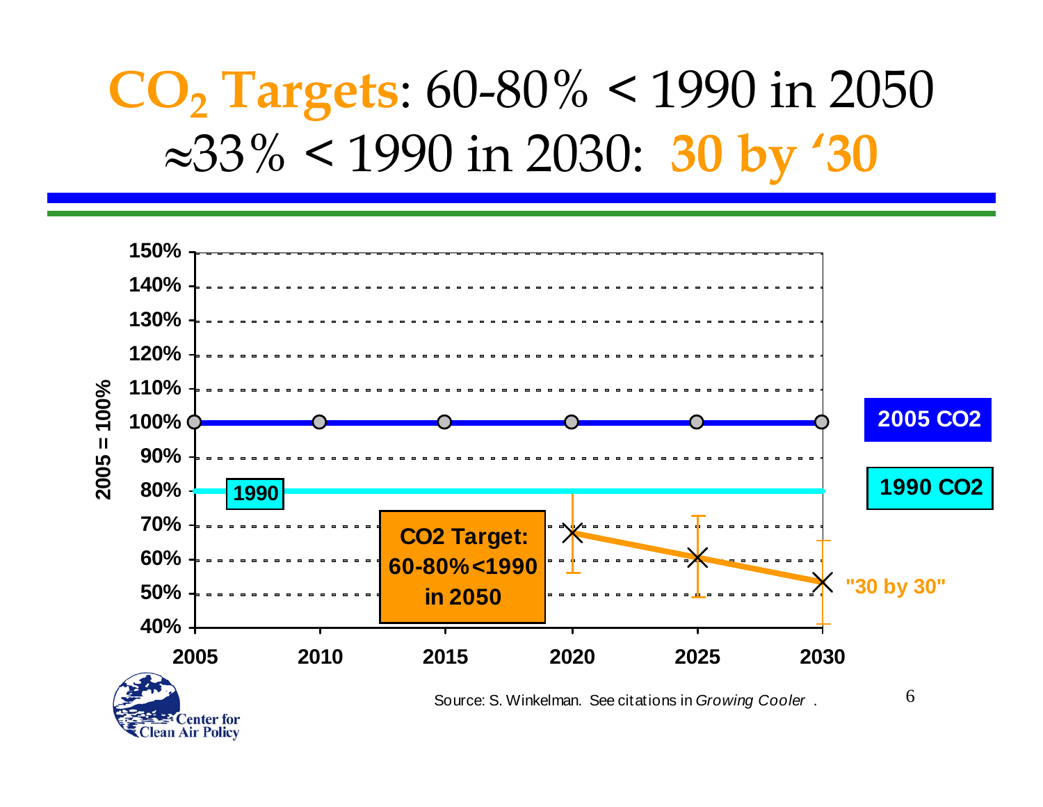# $CO_2$ Targets: 60-80% < 1990 in 2050 ≈33% < 1990 in 2030: 30 by '30

2005 = 100%

150%
140%
130%
120%
110%
100%
90%
80%
70%
60%
50%
40%

2005 CO2

1990 CO2

1990

CO2 Target: 60-80%<1990 in 2050

"30 by 30"

2005 2010 2015 2020 2025 2030

Center for Clean Air Policy

Source: S. Winkelman. See citations in *Growing Cooler* .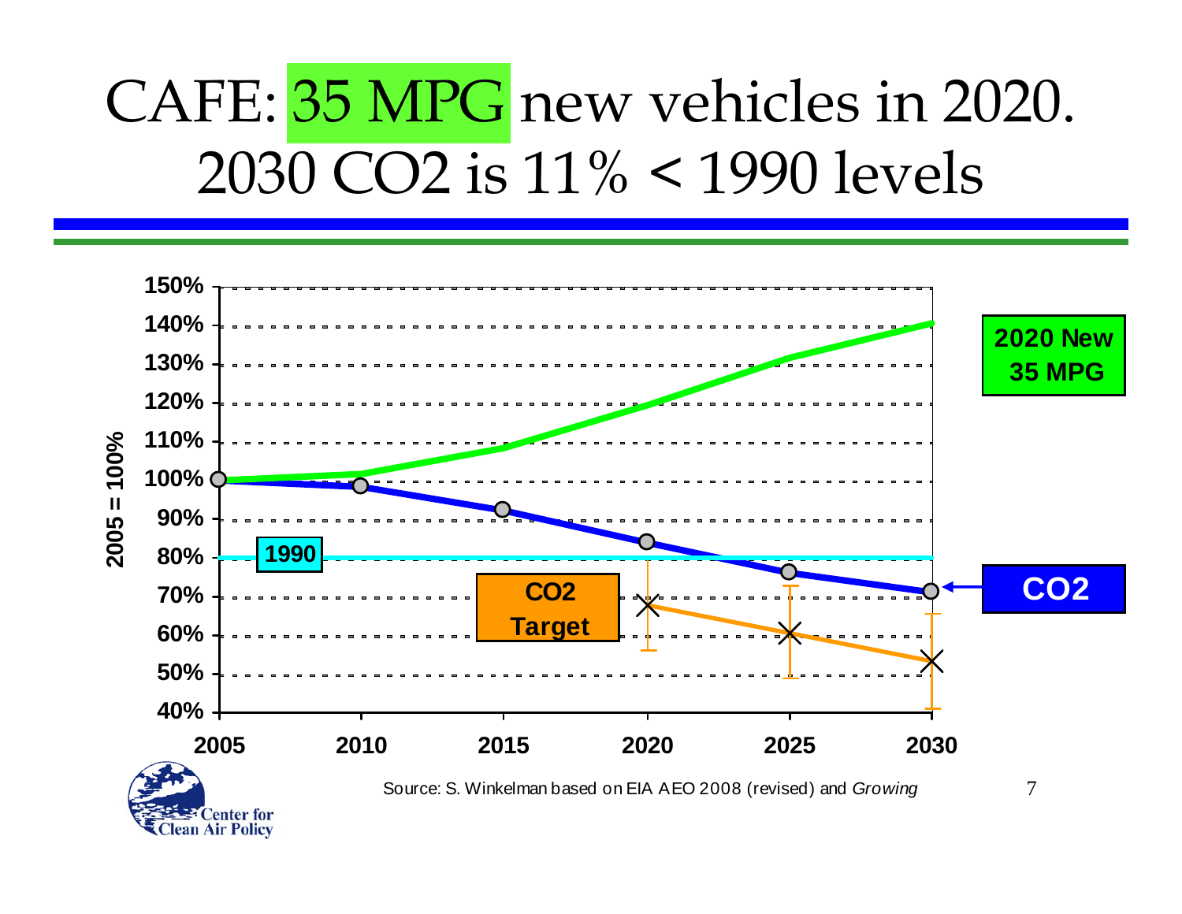# CAFE: 35 MPG new vehicles in 2020. 2030 $CO_2$ is 11% < 1990 levels

150%
140%
130%
120%
110%
100%
90%
80%
70%
60%
50%
40%

2005 = 100%

2005 2010 2015 2020 2025 2030

1990

CO2 Target

2020 New 35 MPG

CO2

Source: S. Winkelman based on EIA AEO 2008 (revised) and *Growing*

Center for Clean Air Policy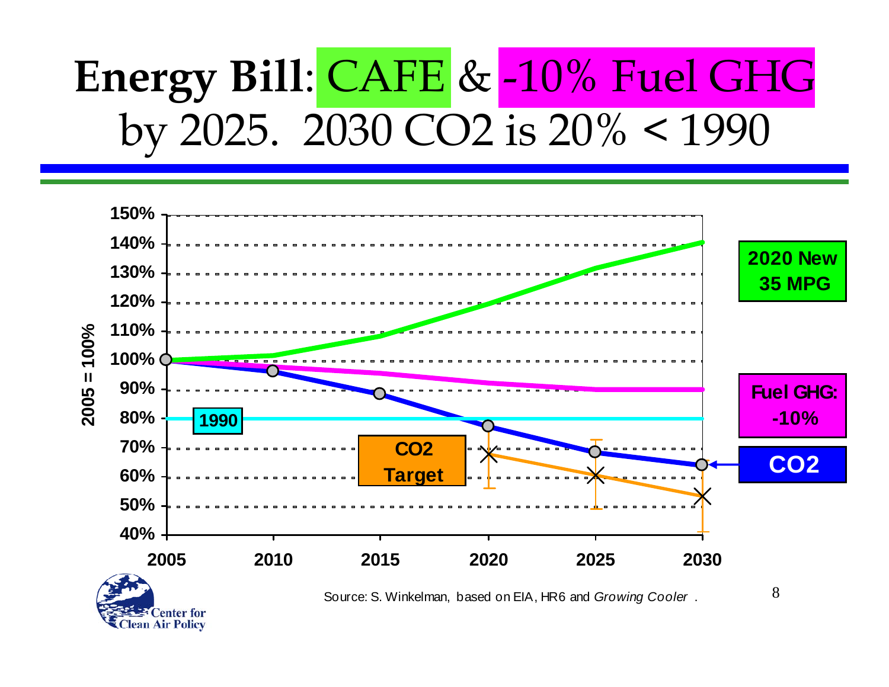# **Energy Bill**: CAFE & -10% Fuel GHG by 2025. 2030 $CO_2$ is 20% < 1990

2005 = 100%

150%
140%
130%
120%
110%
100%
90%
80%
70%
60%
50%
40%

2005 2010 2015 2020 2025 2030

1990

CO2 Target

2020 New 35 MPG

Fuel GHG: -10%

CO2

Source: S. Winkelman, based on EIA, HR6 and *Growing Cooler* .

Center for Clean Air Policy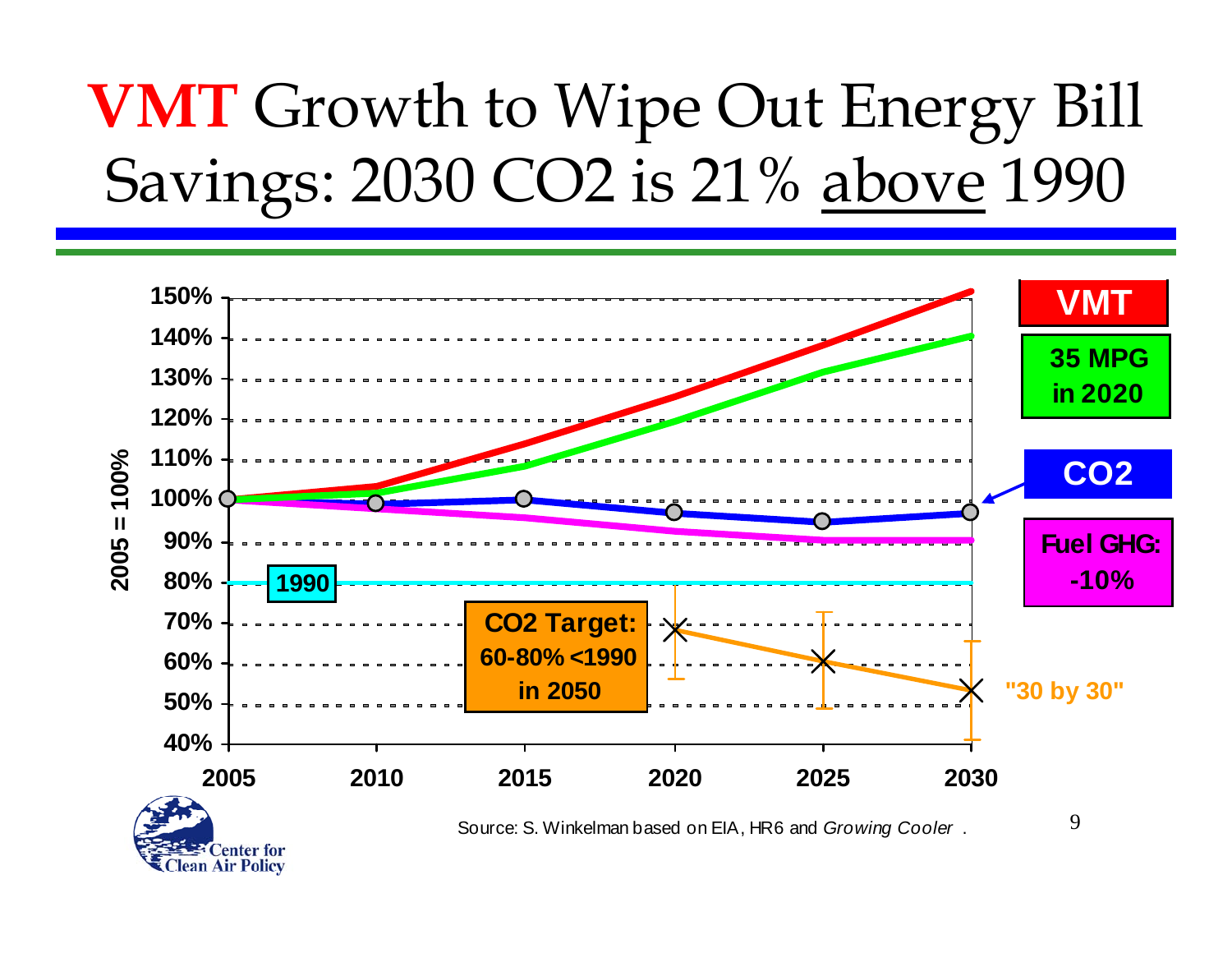# **VMT** Growth to Wipe Out Energy Bill Savings: 2030 $CO_2$ is 21% above 1990

150%
140%
130%
120%
110%
100%
90%
80%
70%
60%
50%
40%

2005 = 100%

2005 2010 2015 2020 2025 2030

**VMT**

**35 MPG in 2020**

**$CO_2$**

**Fuel GHG: -10%**

**1990**

**$CO_2$ Target: 60-80% <1990 in 2050**

**"30 by 30"**

Source: S. Winkelman based on EIA, HR6 and *Growing Cooler*.

Center for Clean Air Policy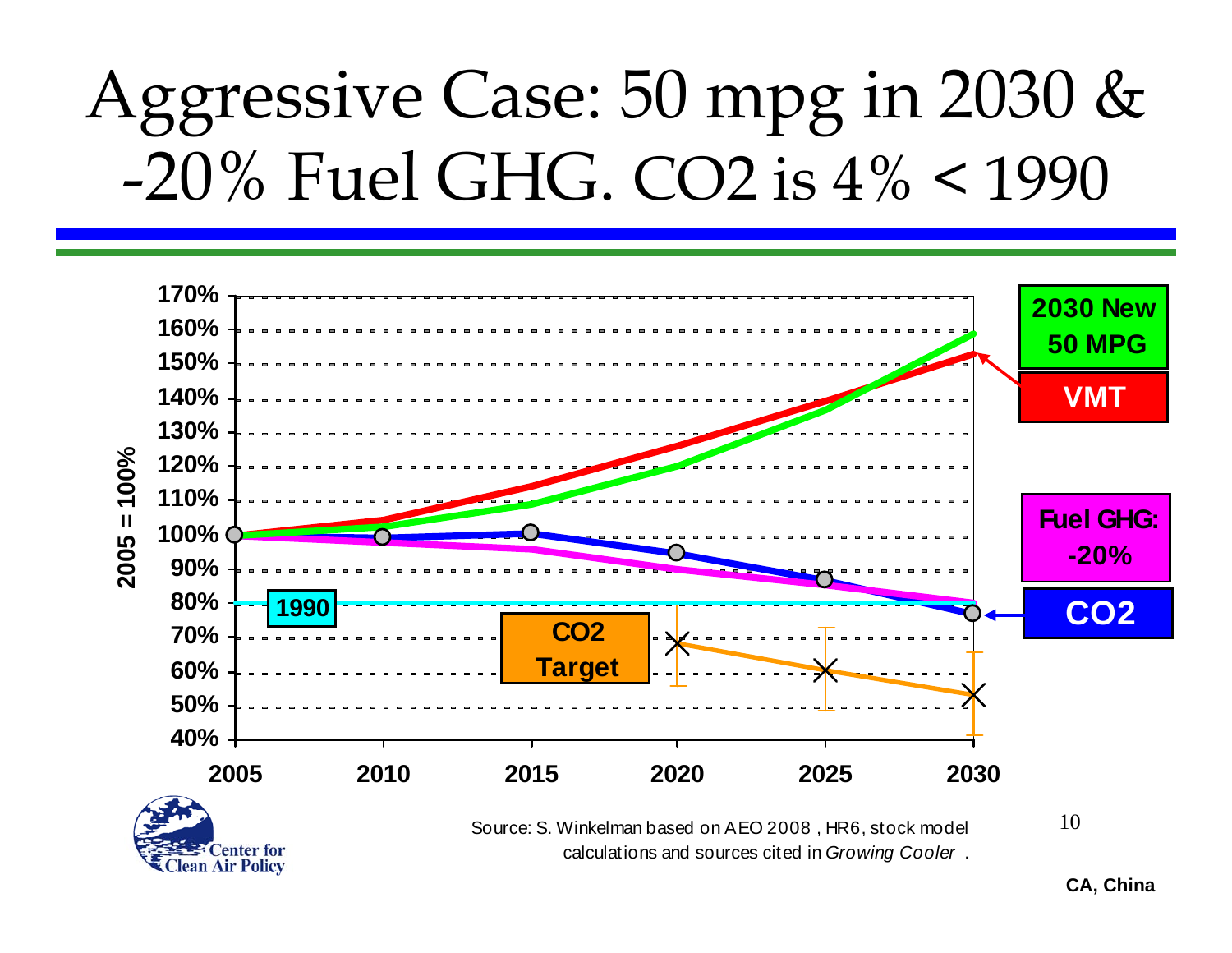# Aggressive Case: 50 mpg in 2030 & -20% Fuel GHG. CO2 is 4% < 1990

2005 = 100%

170%, 160%, 150%, 140%, 130%, 120%, 110%, 100%, 90%, 80%, 70%, 60%, 50%, 40%

2005, 2010, 2015, 2020, 2025, 2030

2030 New 50 MPG

VMT

Fuel GHG: -20%

CO2

1990

CO2 Target

Source: S. Winkelman based on AEO 2008 , HR6, stock model calculations and sources cited in *Growing Cooler* .

Center for Clean Air Policy

CA, China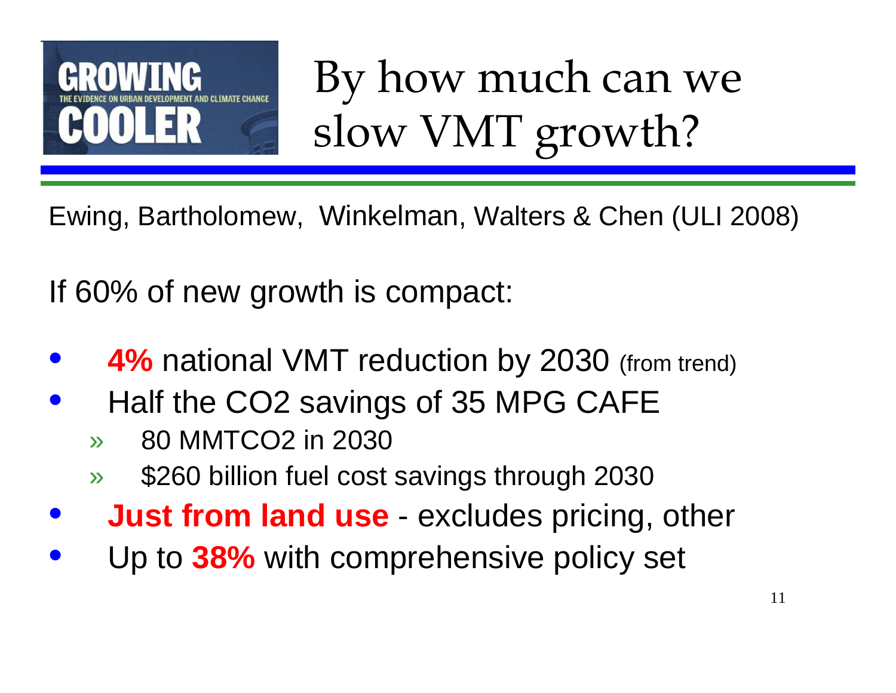GROWING COOLER
THE EVIDENCE ON URBAN DEVELOPMENT AND CLIMATE CHANGE

# By how much can we slow VMT growth?

Ewing, Bartholomew, Winkelman, Walters & Chen (ULI 2008)

If 60% of new growth is compact:

- **4%** national VMT reduction by 2030 (from trend)
- Half the $CO_2$ savings of 35 MPG CAFE
  - 80 $MMTCO_2$ in 2030
  - $260 billion fuel cost savings through 2030
- **Just from land use** - excludes pricing, other
- Up to **38%** with comprehensive policy set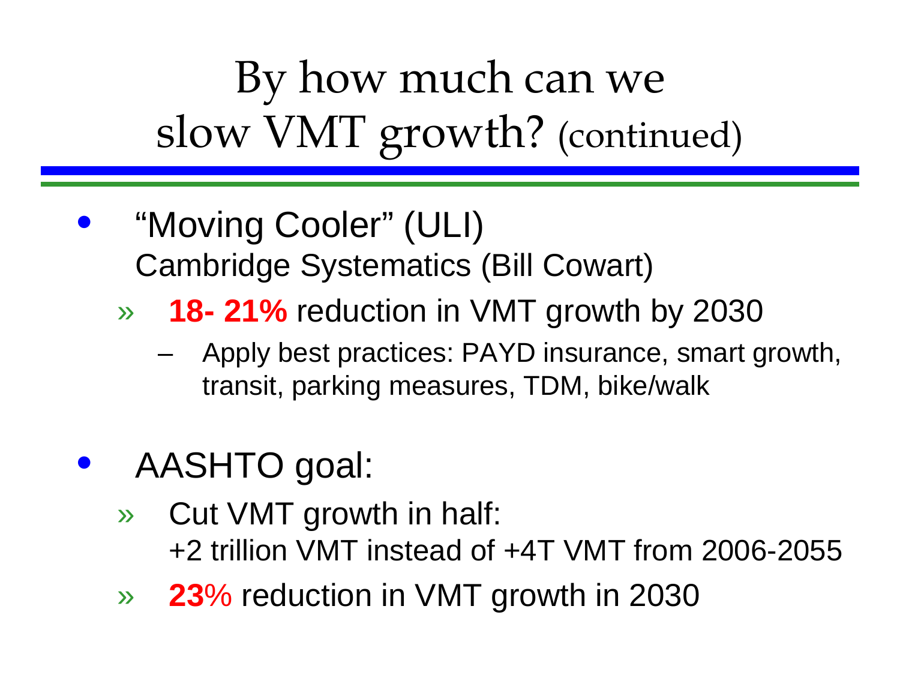# By how much can we slow VMT growth? (continued)

- "Moving Cooler" (ULI)
  Cambridge Systematics (Bill Cowart)
  - **18- 21%** reduction in VMT growth by 2030
    - Apply best practices: PAYD insurance, smart growth, transit, parking measures, TDM, bike/walk

- AASHTO goal:
  - Cut VMT growth in half:
    +2 trillion VMT instead of +4T VMT from 2006-2055
  - **23**% reduction in VMT growth in 2030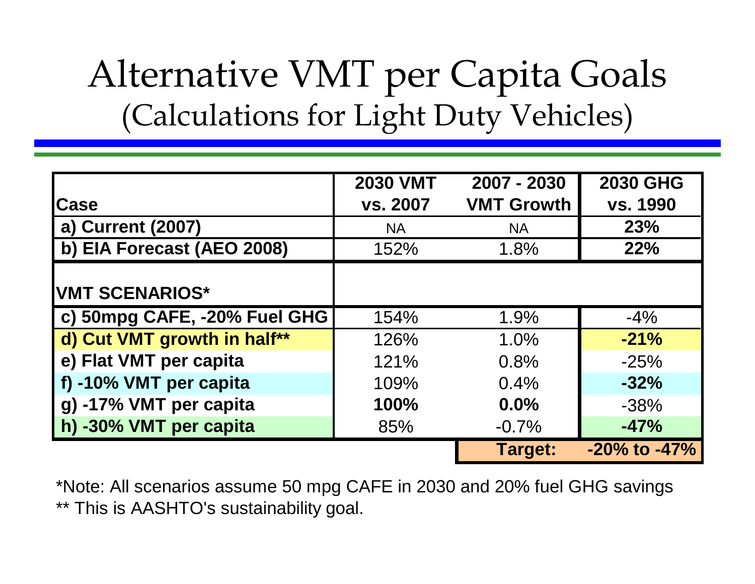# Alternative VMT per Capita Goals

## (Calculations for Light Duty Vehicles)

| Case | 2030 VMT vs. 2007 | 2007 - 2030 VMT Growth | 2030 GHG vs. 1990 |
|---|---|---|---|
| **a) Current (2007)** | NA | NA | **23%** |
| **b) EIA Forecast (AEO 2008)** | 152% | 1.8% | **22%** |
| **VMT SCENARIOS*** | | | |
| **c) 50mpg CAFE, -20% Fuel GHG** | 154% | 1.9% | -4% |
| **d) Cut VMT growth in half**** | 126% | 1.0% | **-21%** |
| **e) Flat VMT per capita** | 121% | 0.8% | -25% |
| **f) -10% VMT per capita** | 109% | 0.4% | **-32%** |
| **g) -17% VMT per capita** | **100%** | **0.0%** | -38% |
| **h) -30% VMT per capita** | 85% | -0.7% | **-47%** |
| | | **Target:** | **-20% to -47%** |

*Note: All scenarios assume 50 mpg CAFE in 2030 and 20% fuel GHG savings

** This is AASHTO's sustainability goal.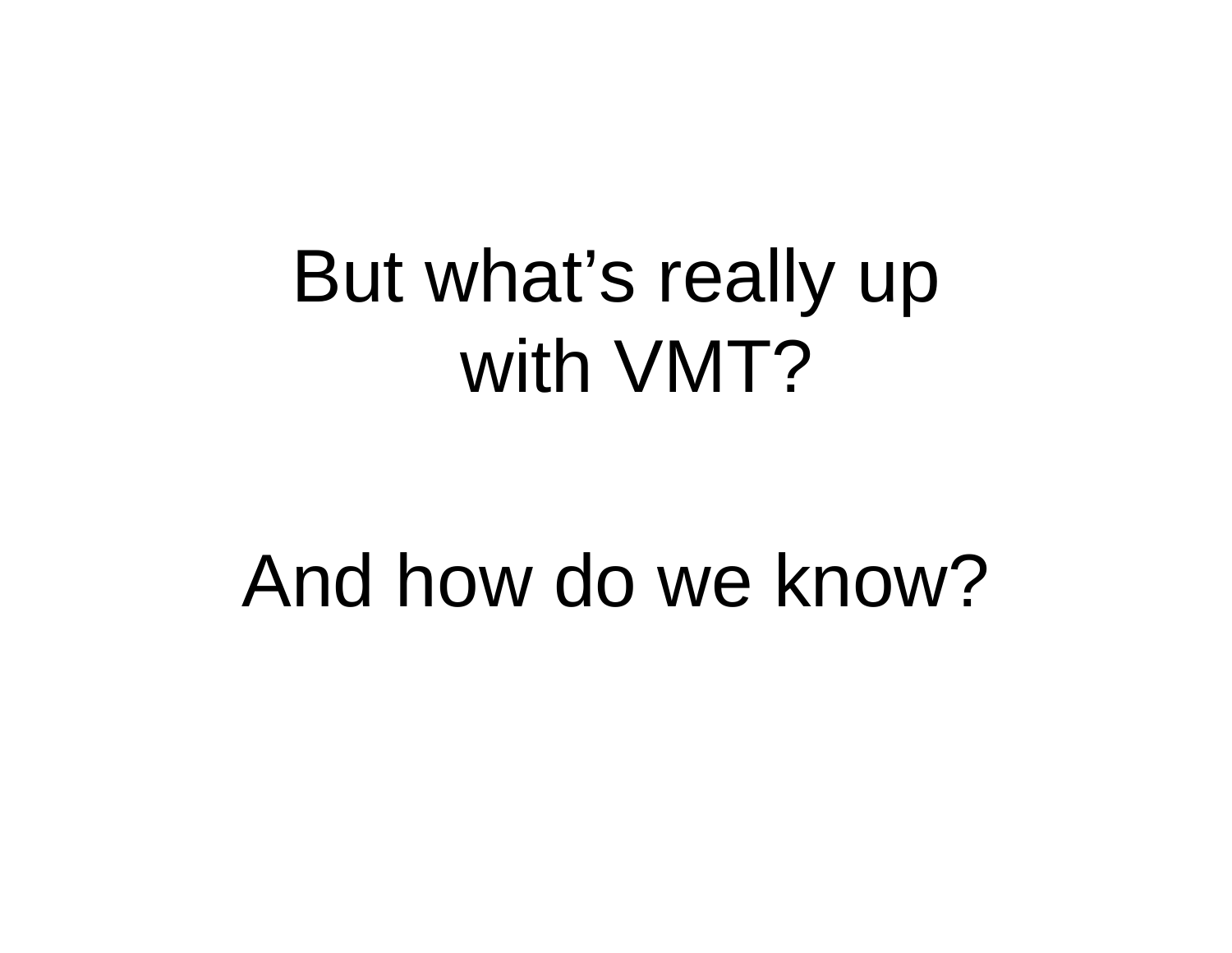# But what's really up with VMT?

# And how do we know?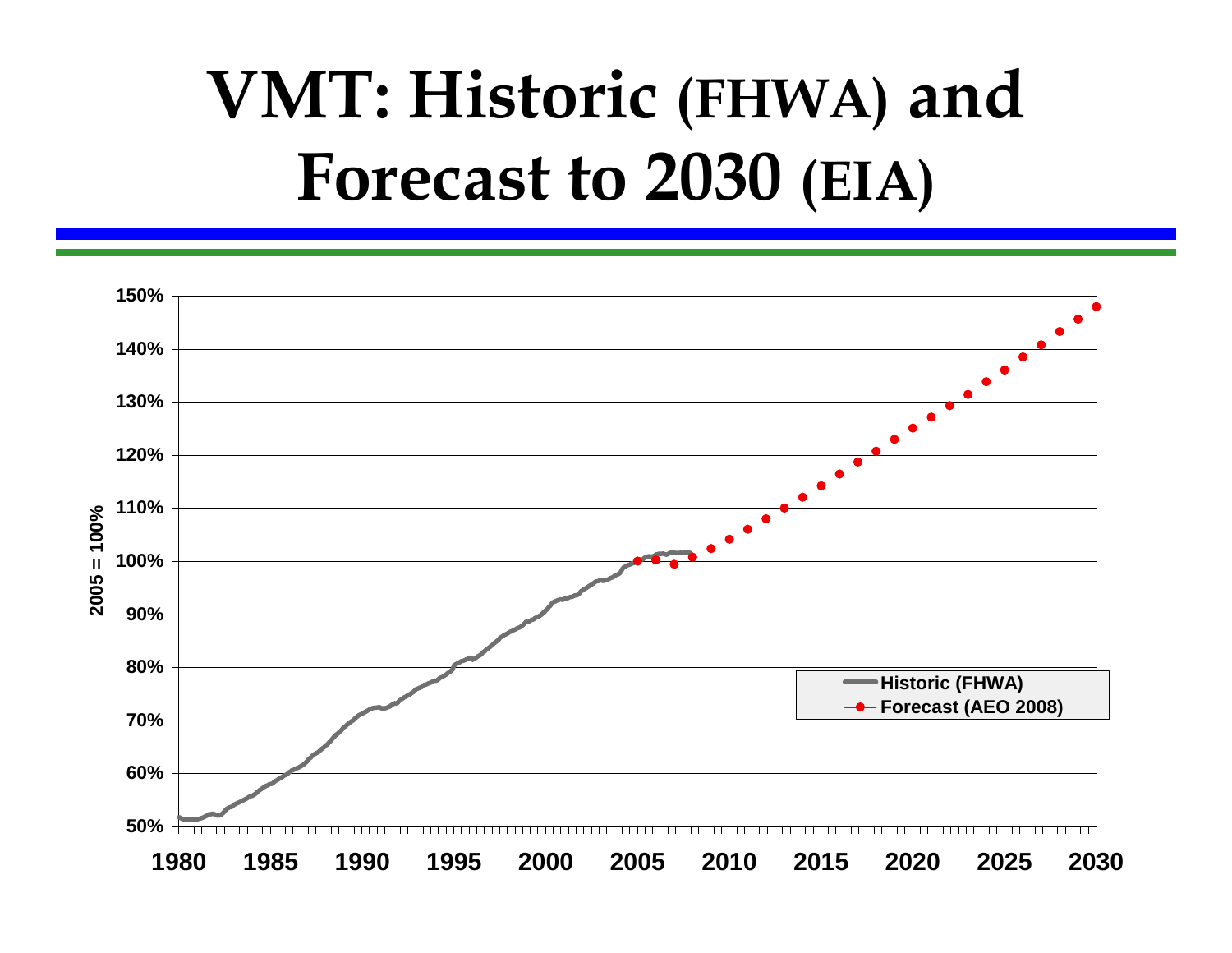# VMT: Historic (FHWA) and Forecast to 2030 (EIA)

2005 = 100%

150%
140%
130%
120%
110%
100%
90%
80%
70%
60%
50%

1980 1985 1990 1995 2000 2005 2010 2015 2020 2025 2030

Historic (FHWA)
Forecast (AEO 2008)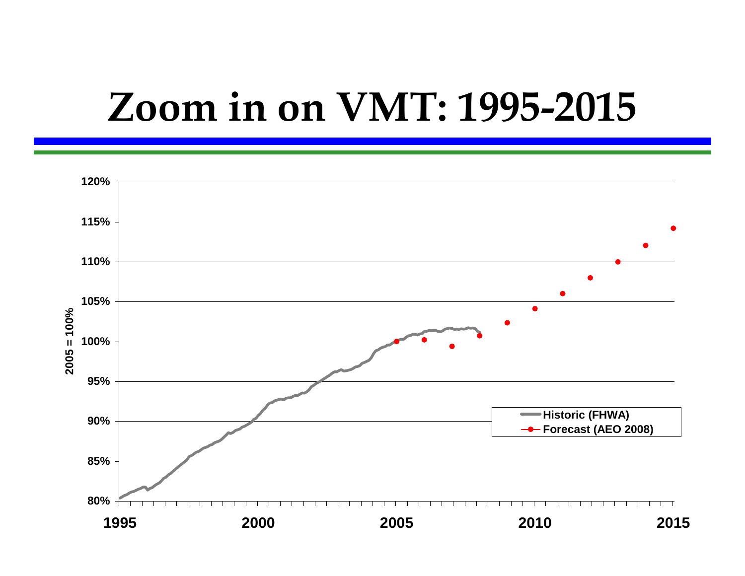# Zoom in on VMT: 1995-2015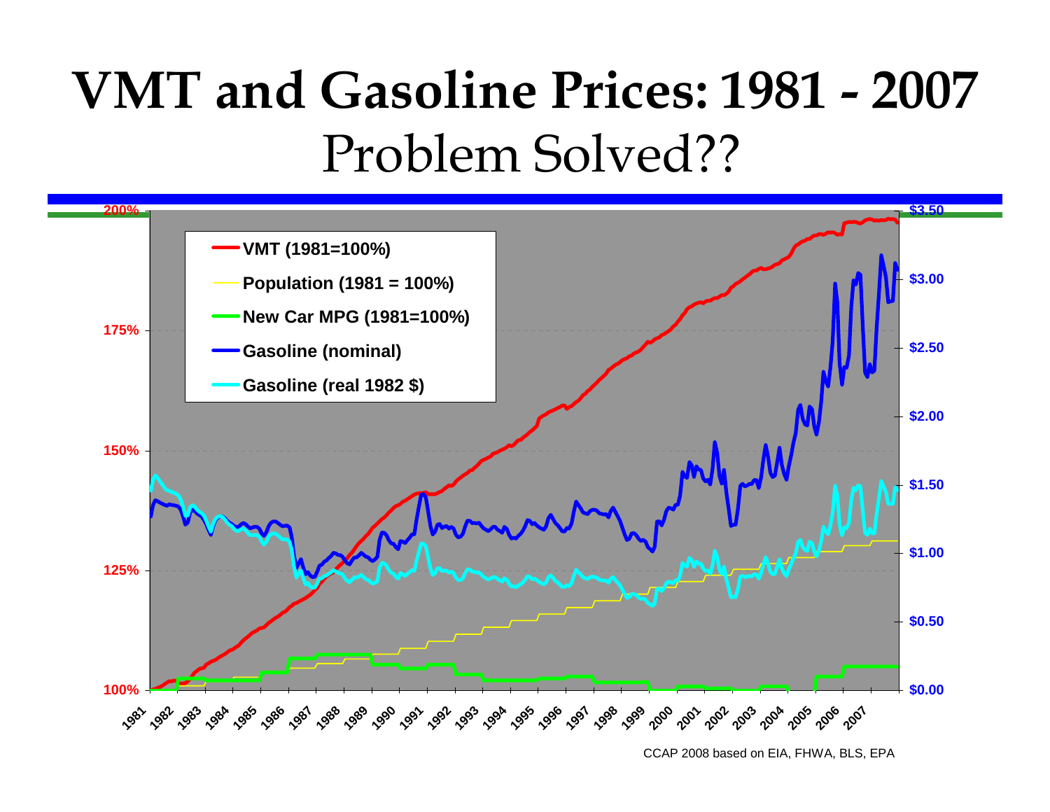# VMT and Gasoline Prices: 1981 - 2007

## Problem Solved??

- VMT (1981=100%)
- Population (1981 = 100%)
- New Car MPG (1981=100%)
- Gasoline (nominal)
- Gasoline (real 1982 $)

CCAP 2008 based on EIA, FHWA, BLS, EPA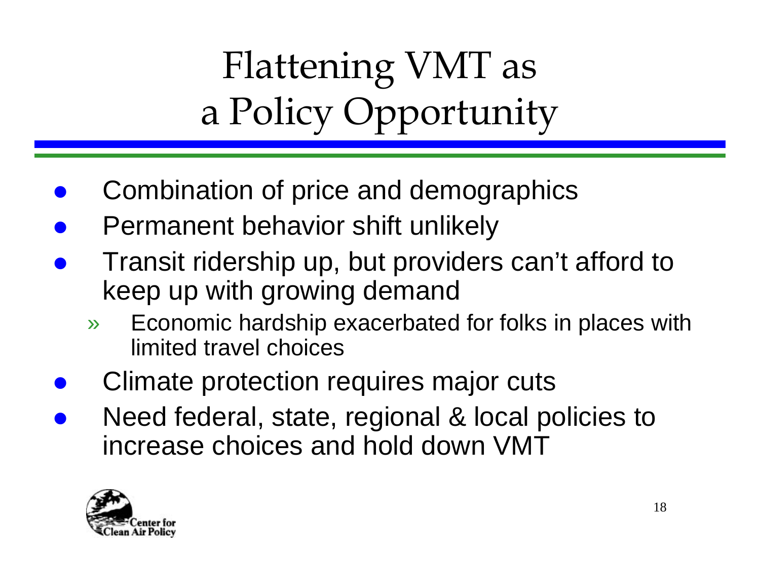# Flattening VMT as a Policy Opportunity

- Combination of price and demographics
- Permanent behavior shift unlikely
- Transit ridership up, but providers can't afford to keep up with growing demand
  - Economic hardship exacerbated for folks in places with limited travel choices
- Climate protection requires major cuts
- Need federal, state, regional & local policies to increase choices and hold down VMT

Center for Clean Air Policy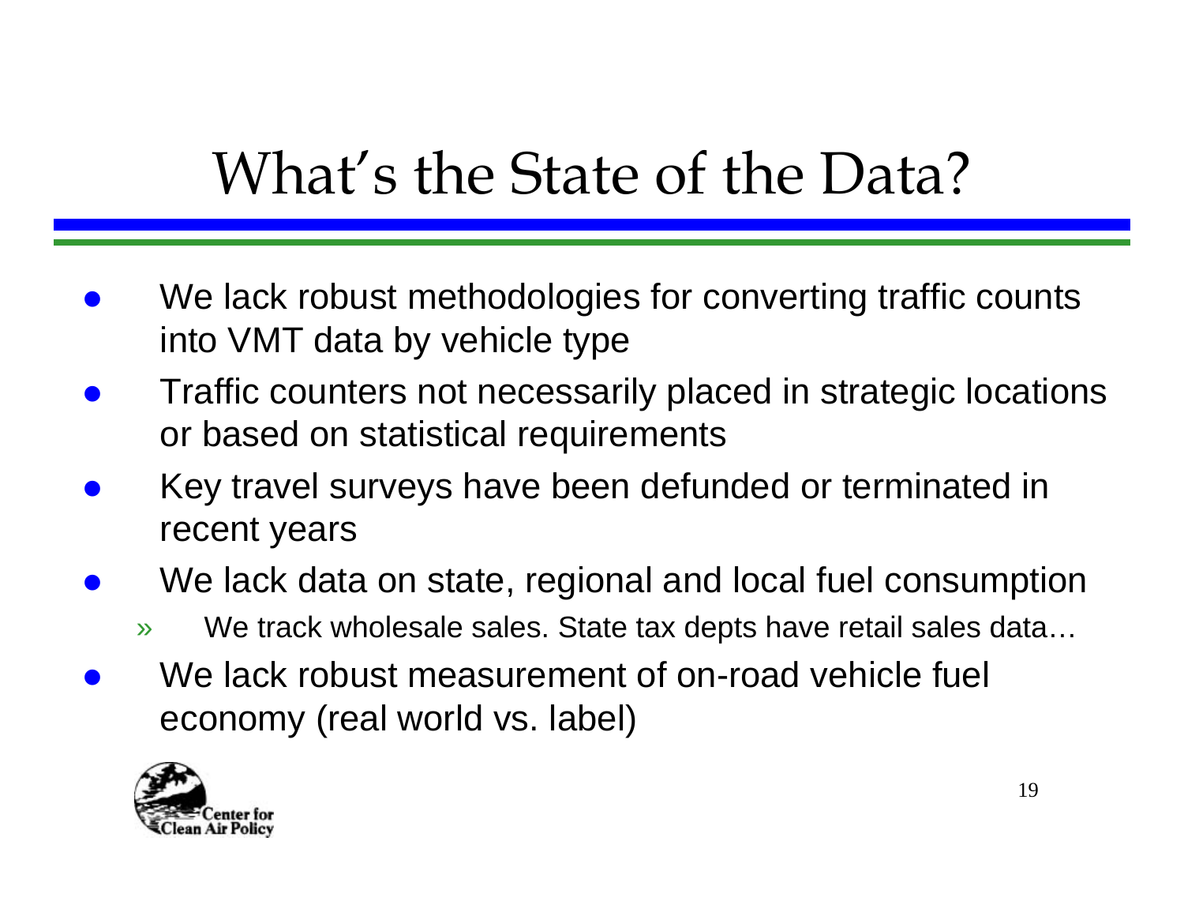# What's the State of the Data?

- We lack robust methodologies for converting traffic counts into VMT data by vehicle type
- Traffic counters not necessarily placed in strategic locations or based on statistical requirements
- Key travel surveys have been defunded or terminated in recent years
- We lack data on state, regional and local fuel consumption
  - We track wholesale sales. State tax depts have retail sales data…
- We lack robust measurement of on-road vehicle fuel economy (real world vs. label)

Center for Clean Air Policy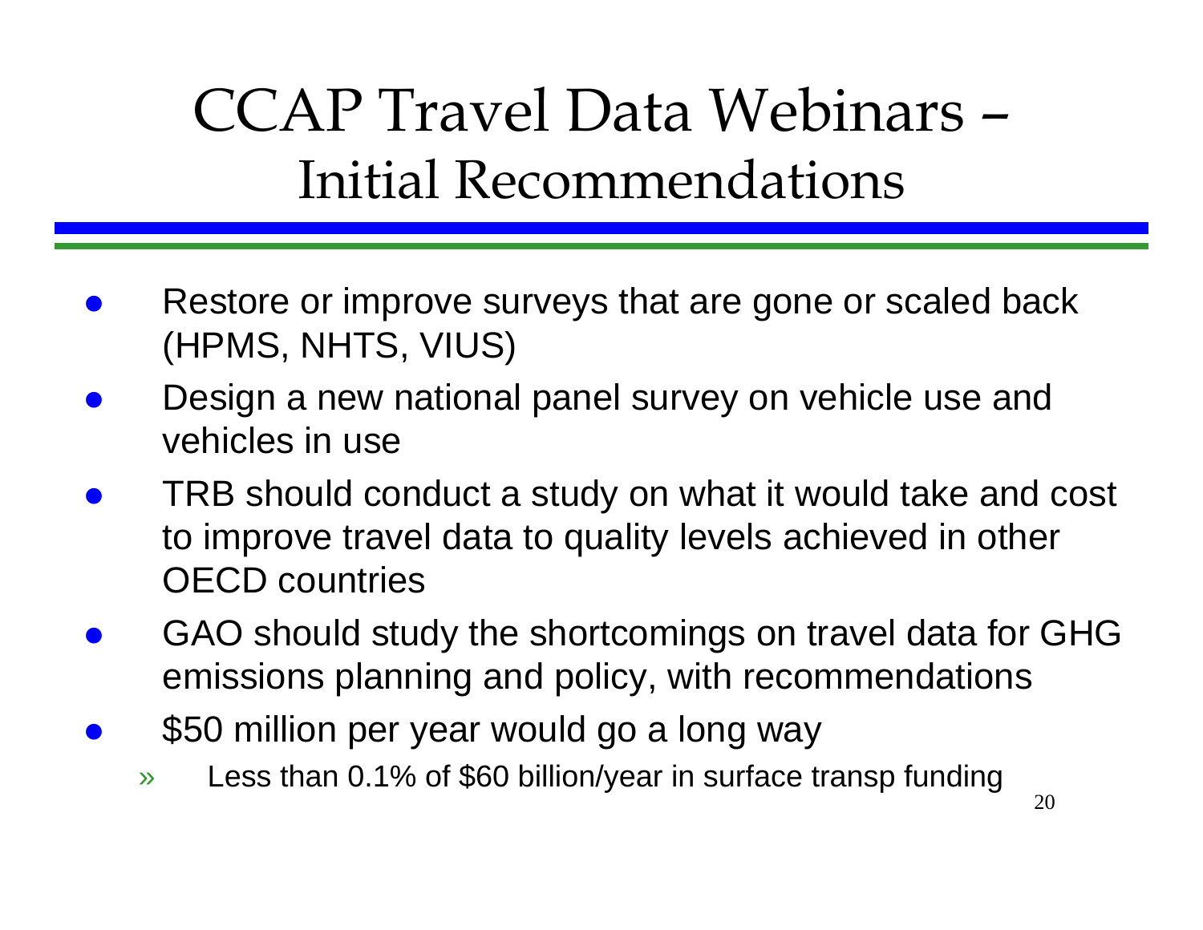# CCAP Travel Data Webinars – Initial Recommendations

- Restore or improve surveys that are gone or scaled back (HPMS, NHTS, VIUS)
- Design a new national panel survey on vehicle use and vehicles in use
- TRB should conduct a study on what it would take and cost to improve travel data to quality levels achieved in other OECD countries
- GAO should study the shortcomings on travel data for GHG emissions planning and policy, with recommendations
- $50 million per year would go a long way
  - Less than 0.1% of $60 billion/year in surface transp funding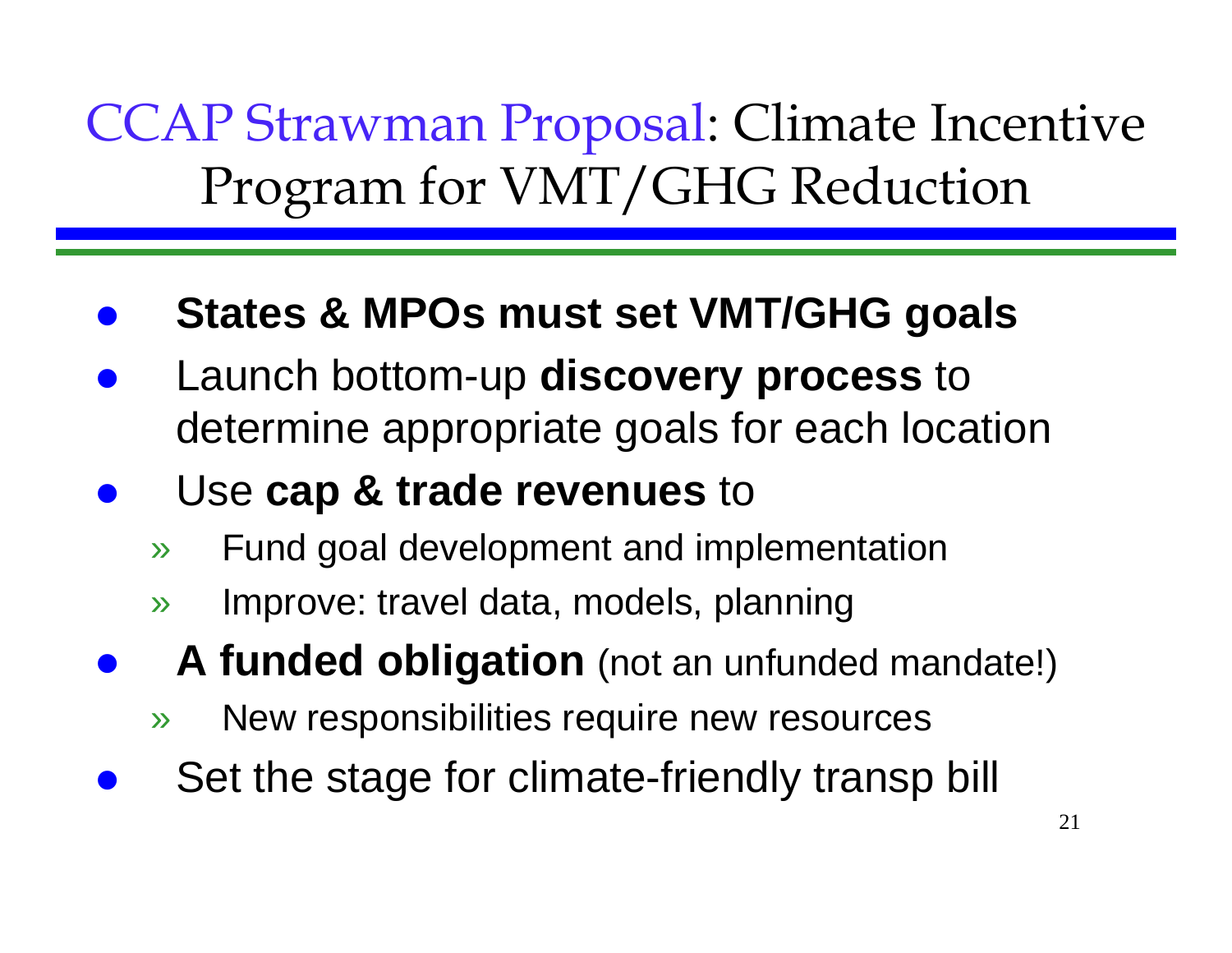# CCAP Strawman Proposal: Climate Incentive Program for VMT/GHG Reduction

- **States & MPOs must set VMT/GHG goals**
- Launch bottom-up **discovery process** to determine appropriate goals for each location
- Use **cap & trade revenues** to
  - Fund goal development and implementation
  - Improve: travel data, models, planning
- **A funded obligation** (not an unfunded mandate!)
  - New responsibilities require new resources
- Set the stage for climate-friendly transp bill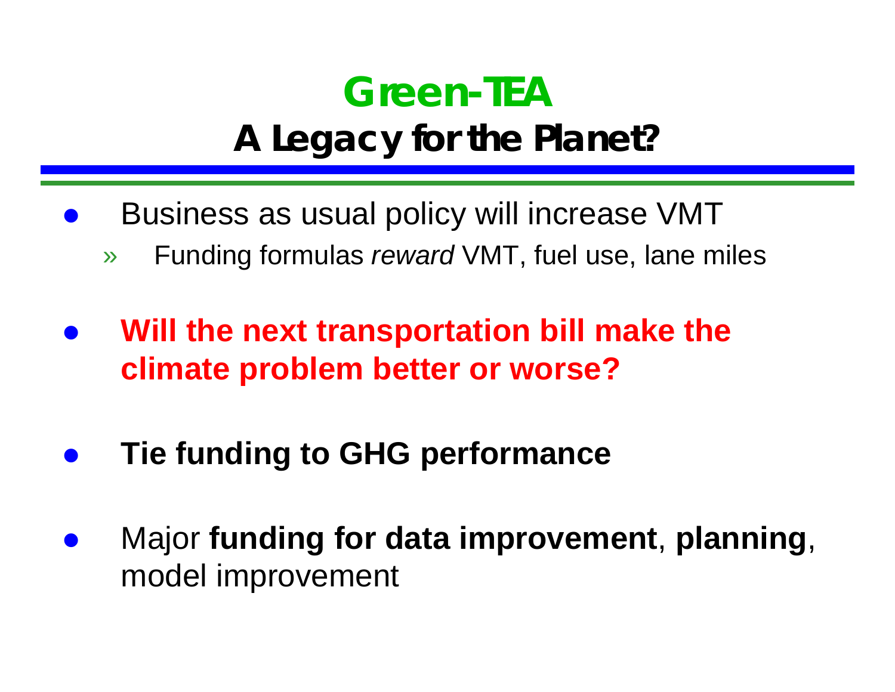# Green-TEA

## A Legacy for the Planet?

- Business as usual policy will increase VMT
  - Funding formulas *reward* VMT, fuel use, lane miles

- **Will the next transportation bill make the climate problem better or worse?**

- **Tie funding to GHG performance**

- Major **funding for data improvement**, **planning**, model improvement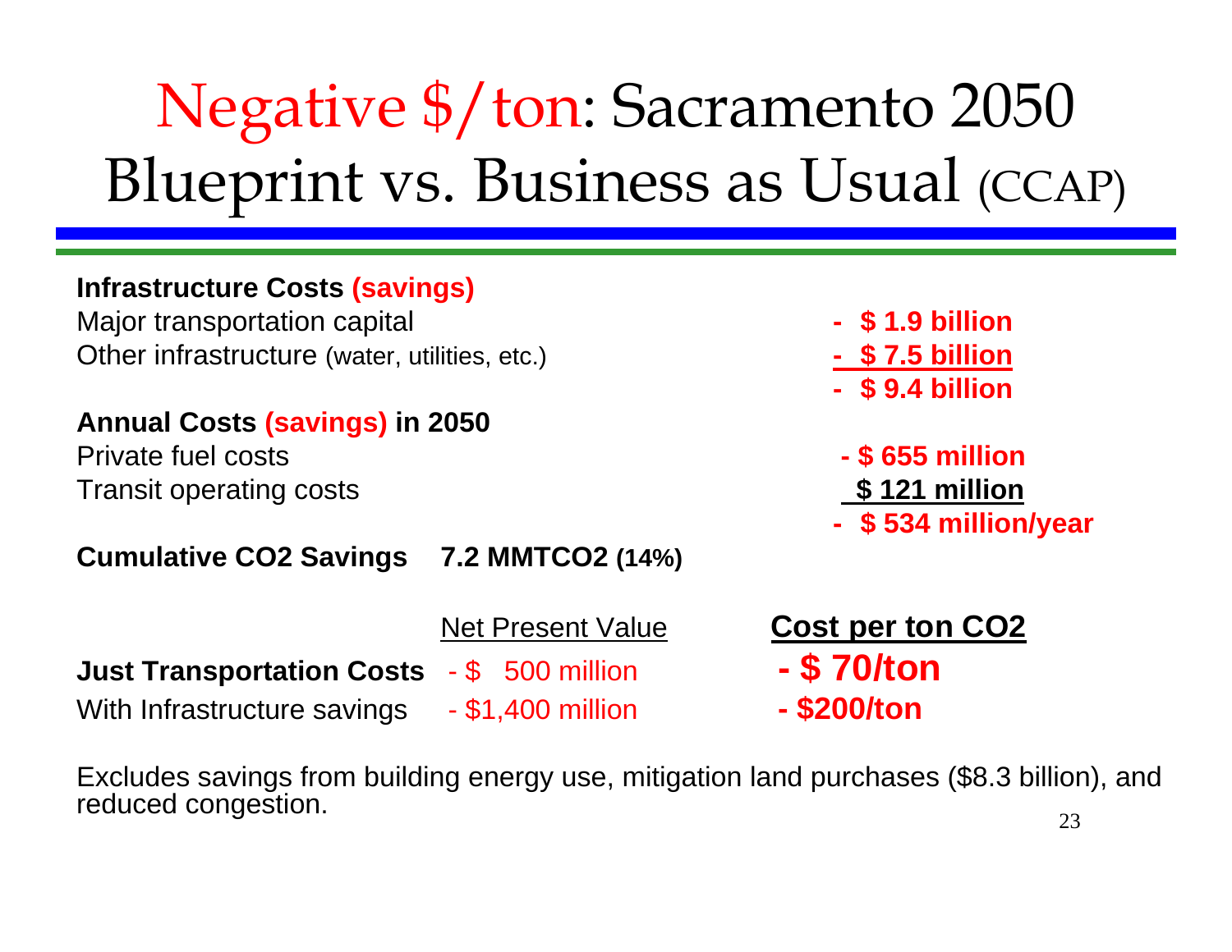# Negative $/ton: Sacramento 2050 Blueprint vs. Business as Usual (CCAP)

**Infrastructure Costs (savings)**

| | |
|---|---|
| Major transportation capital | - $ 1.9 billion |
| Other infrastructure (water, utilities, etc.) | - $ 7.5 billion |
| | - $ 9.4 billion |

**Annual Costs (savings) in 2050**

| | |
|---|---|
| Private fuel costs | - $ 655 million |
| Transit operating costs | $ 121 million |
| | - $ 534 million/year |

**Cumulative $CO_2$ Savings 7.2 $MMTCO_2$ (14%)**

| | Net Present Value | Cost per ton $CO_2$ |
|---|---|---|
| **Just Transportation Costs** | - $ 500 million | **- $ 70/ton** |
| With Infrastructure savings | - $1,400 million | **- $200/ton** |

Excludes savings from building energy use, mitigation land purchases ($8.3 billion), and reduced congestion.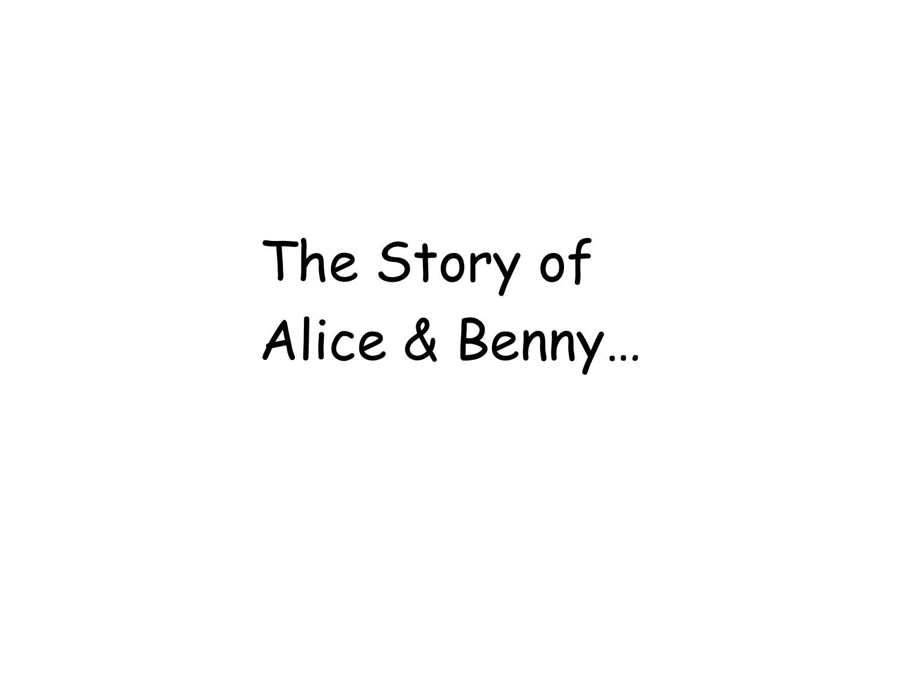The Story of
Alice & Benny…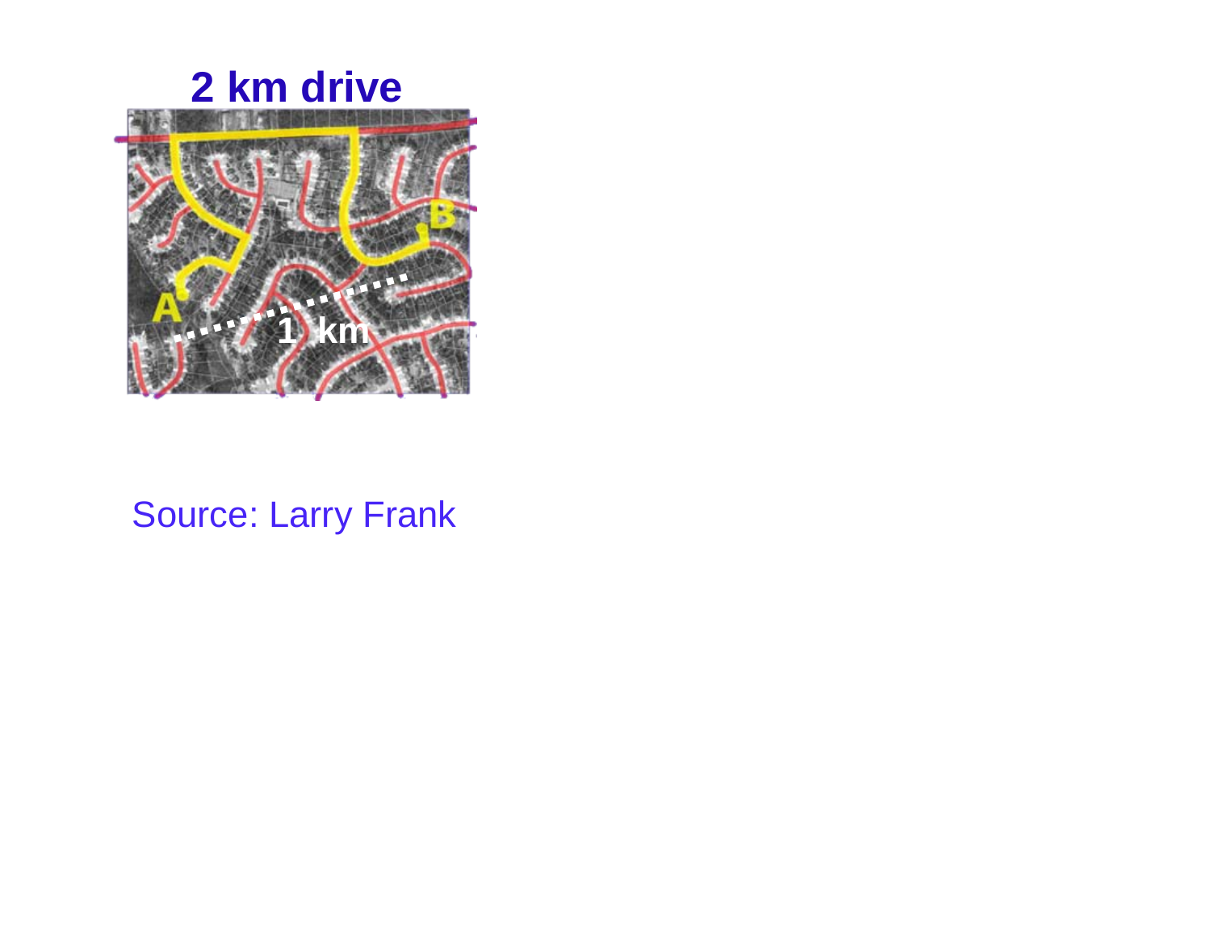**2 km drive**

Source: Larry Frank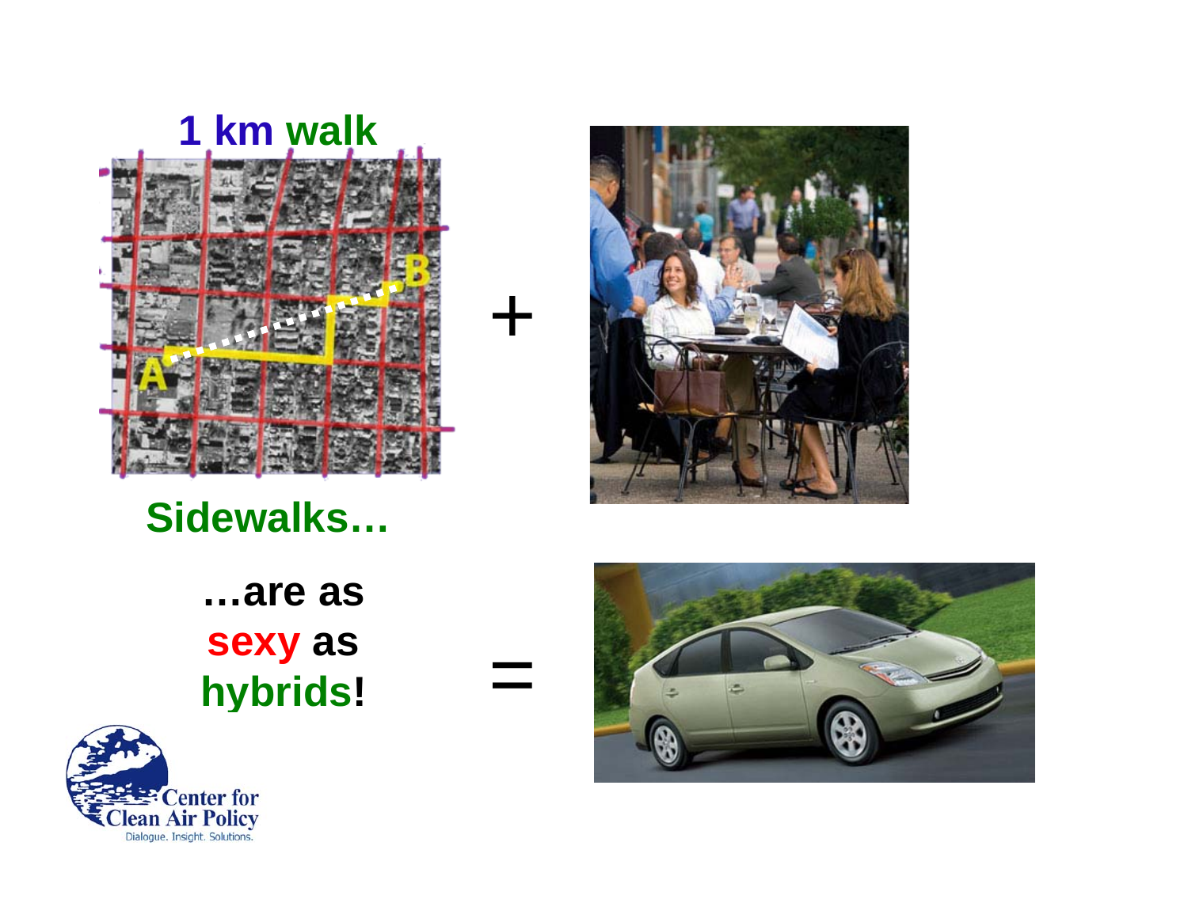1 km walk

Sidewalks…

+

…are as sexy as hybrids!

=

Center for Clean Air Policy

Dialogue. Insight. Solutions.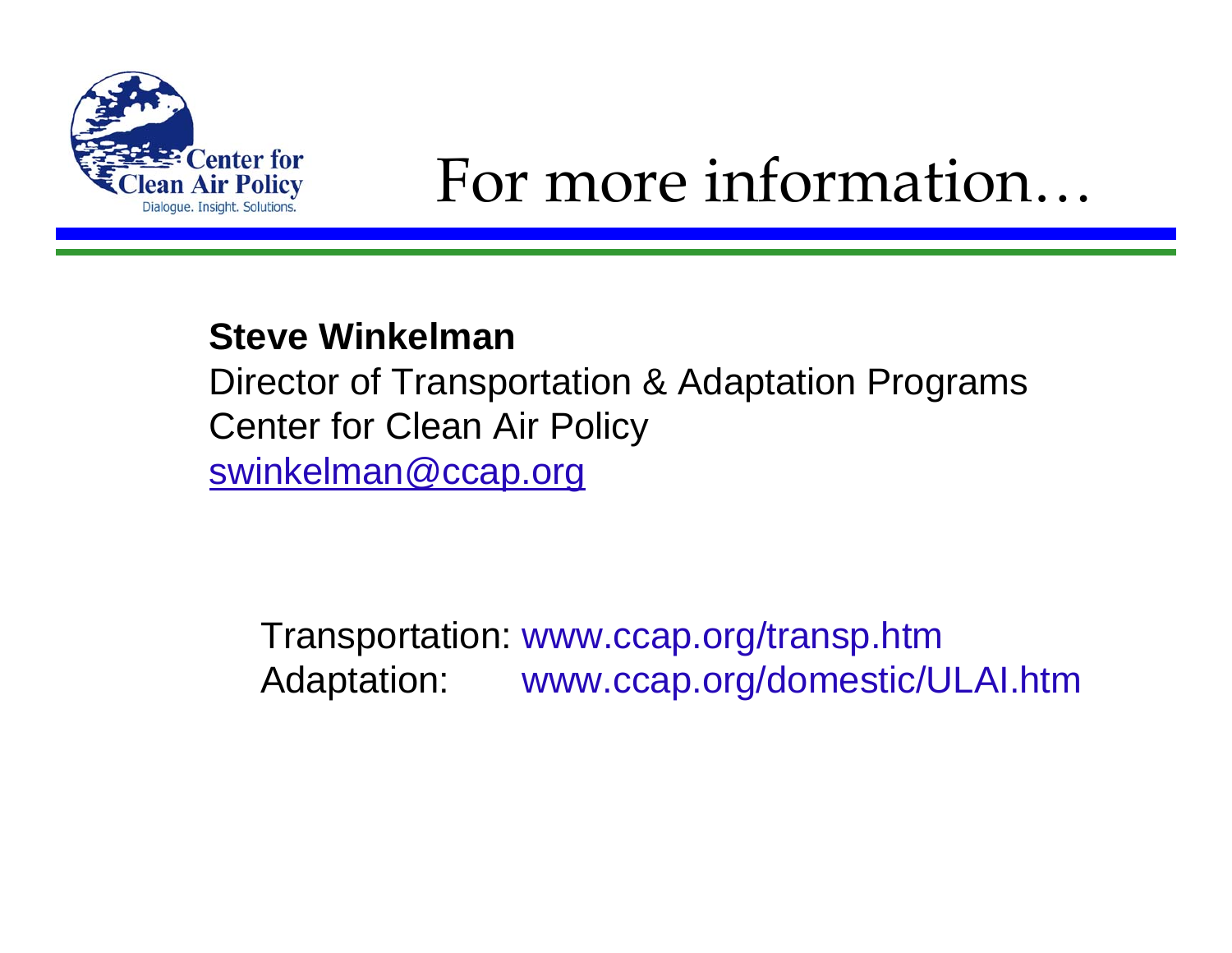# For more information…

**Steve Winkelman**
Director of Transportation & Adaptation Programs
Center for Clean Air Policy
swinkelman@ccap.org

Transportation: www.ccap.org/transp.htm
Adaptation: www.ccap.org/domestic/ULAI.htm